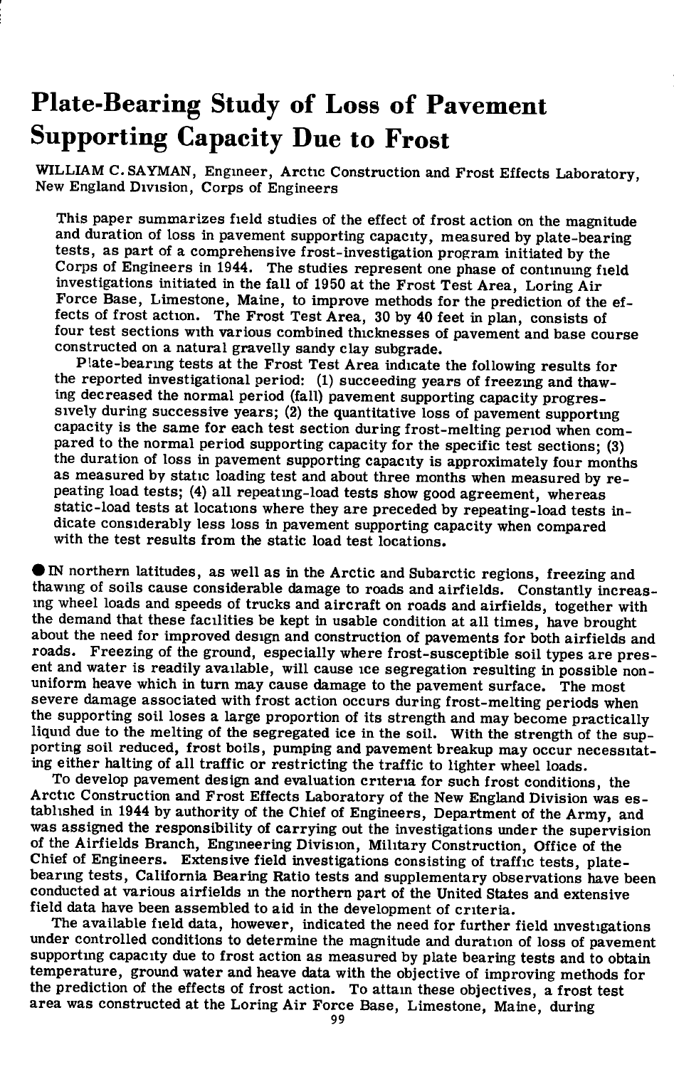# Plate-Bearing Study of Loss of Pavement Supporting Capacity Due to Frost

WILLIAM C. SAYMAN, Engineer, Arctic Construction and Frost Effects Laboratory, New England Division, Corps of Engineers

This paper summarizes field studies of the effect of frost action on the magnitude and duration of loss in pavement supporting capacity, measured by plate-bearing tests, as part of a comprehensive frost-investigation program initiated by the Corps of Engineers in 1944. The studies represent one phase of continuing field investigations initiated in the fall of 1950 at the Frost Test Area, Loring Air Force Base, Limestone, Maine, to improve methods for the prediction of the effects of frost action. The Frost Test Area, 30 by 40 feet in plan, consists of four test sections with various combined thicknesses of pavement and base course constructed on a natural gravelly sandy clay subgrade.

Plate-bearing tests at the Frost Test Area indicate the following results for the reported investigational period: (1) succeeding years of freezing and thawing decreased the normal period (fall) pavement supporting capacity progressively during successive years; (2) the quantitative loss of pavement supporting capacity is the same for each test section during frost-melting period when compared to the normal period supporting capacity for the specific test sections; (3) the duration of loss in pavement supporting capacity is approximately four months as measured by static loading test and about three months when measured by repeating load tests; (4) all repeating-load tests show good agreement, whereas static-load tests at locations where they are preceded by repeating-load tests indicate considerably less loss in pavement supporting capacity when compared with the test results from the static load test locations.

IN northern latitudes, as well as in the Arctic and Subarctic regions, freezing and thawing of soils cause considerable damage to roads and airfields. Constantly increasing wheel loads and speeds of trucks and aircraft on roads and airfields, together with the demand that these facilities be kept in usable condition at all times, have brought about the need for improved design and construction of pavements for both airfields and roads. Freezing of the ground, especially where frost-susceptible soil types are present and water is readily available, will cause ice segregation resulting in possible non-uniform heave which in turn may cause damage to the pavement surface. The most severe damage associated with frost action occurs during frost-melting periods when the supporting soil loses a large proportion of its strength and may become practically liquid due to the melting of the segregated ice in the soil. With the strength of the supporting soil reduced, frost boils, pumping and pavement breakup may occur necessitating either halting of all traffic or restricting the traffic to lighter wheel loads.

To develop pavement design and evaluation criteria for such frost conditions, the Arctic Construction and Frost Effects Laboratory of the New England Division was established in 1944 by authority of the Chief of Engineers, Department of the Army, and was assigned the responsibility of carrying out the investigations under the supervision of the Airfields Branch, Engineering Division, Military Construction, Office of the Chief of Engineers. Extensive field investigations consisting of traffic tests, plate-bearing tests, California Bearing Ratio tests and supplementary observations have been conducted at various airfields in the northern part of the United States and extensive field data have been assembled to aid in the development of criteria.

The available field data, however, indicated the need for further field investigations under controlled conditions to determine the magnitude and duration of loss of pavement supporting capacity due to frost action as measured by plate bearing tests and to obtain temperature, ground water and heave data with the objective of improving methods for the prediction of the effects of frost action. To attain these objectives, a frost test area was constructed at the Loring Air Force Base, Limestone, Maine, during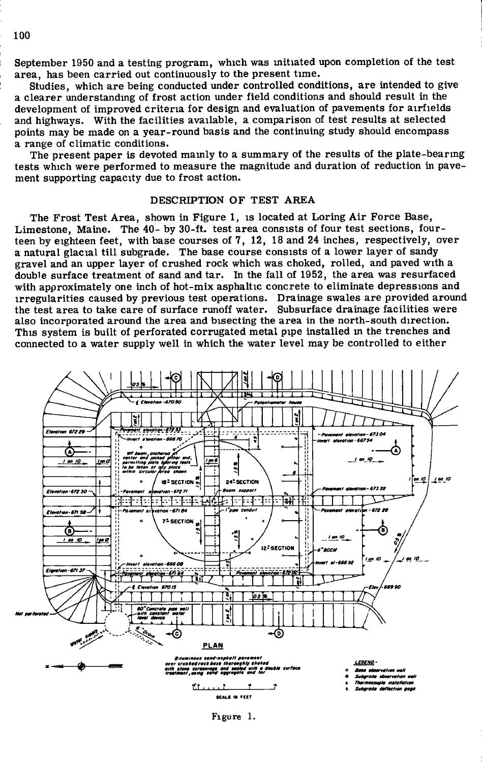September 1950 and a testing program, which was initiated upon completion of the test area, has been carried out continuously to the present time.

Studies, which are being conducted under controlled conditions, are intended to give a clearer understanding of frost action under field conditions and should result in the development of improved criteria for design and evaluation of pavements for airfields and highways. With the facilities available, a comparison of test results at selected points may be made on a year-round basis and the continuing study should encompass a range of climatic conditions.

The present paper is devoted mainly to a summary of the results of the plate-bearing tests which were performed to measure the magnitude and duration of reduction in pavement supporting capacity due to frost action.

## DESCRIPTION OF TEST AREA

The Frost Test Area, shown in Figure 1, is located at Loring Air Force Base, Limestone, Maine. The 40- by 30-ft. test area consists of four test sections, fourteen by eighteen feet, with base courses of 7, 12, 18 and 24 inches, respectively, over a natural glacial till subgrade. The base course consists of a lower layer of sandy gravel and an upper layer of crushed rock which was choked, rolled, and paved with a double surface treatment of sand and tar. In the fall of 1952, the area was resurfaced with approximately one inch of hot-mix asphaltic concrete to eliminate depressions and irregularities caused by previous test operations. Drainage swales are provided around the test area to take care of surface runoff water. Subsurface drainage facilities were also incorporated around the area and bisecting the area in the north-south direction. This system is built of perforated corrugated metal pipe installed in the trenches and connected to a water supply well in which the water level may be controlled to either

Figure 1.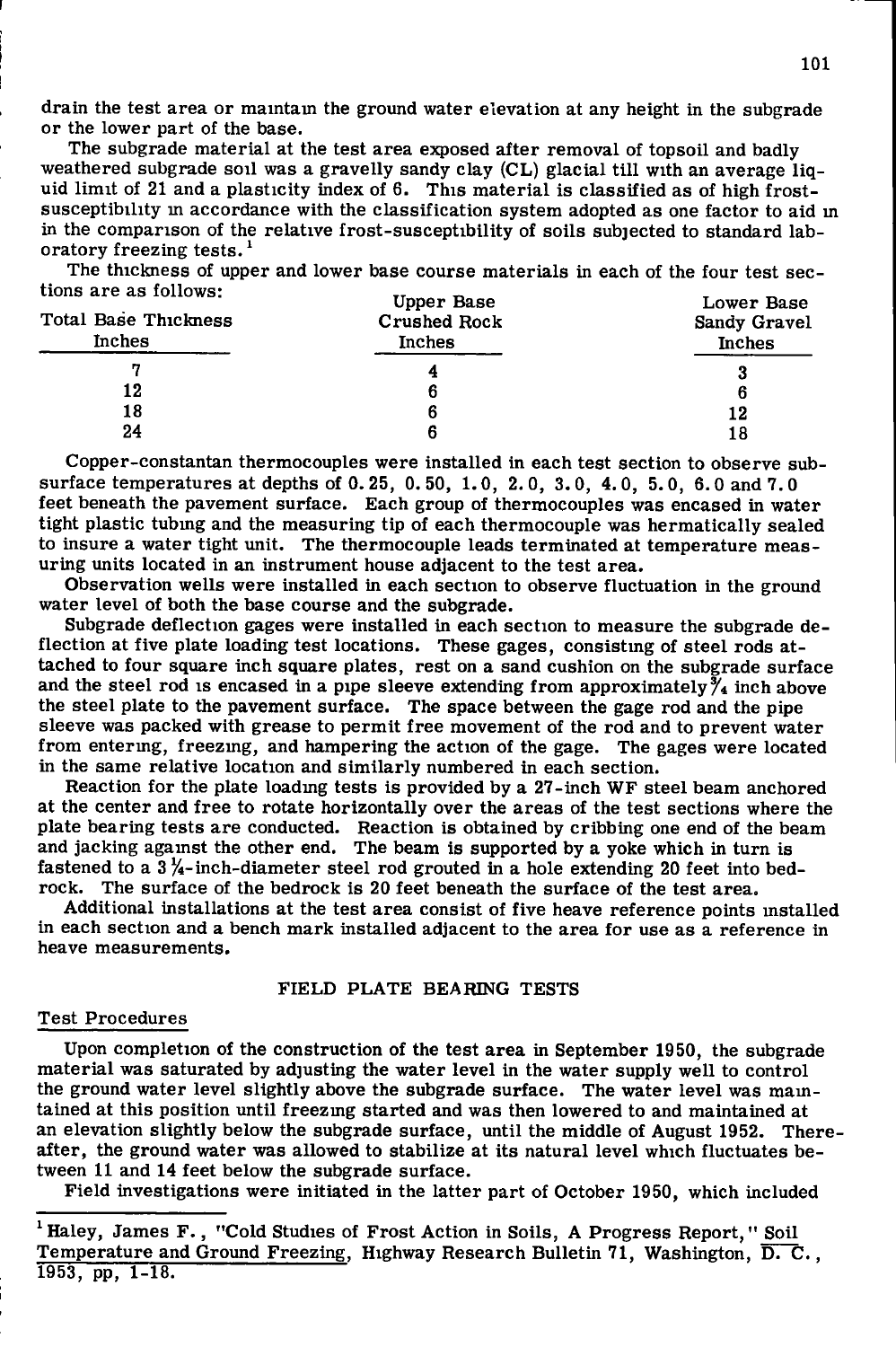drain the test area or maintain the ground water elevation at any height in the subgrade or the lower part of the base.

The subgrade material at the test area exposed after removal of topsoil and badly weathered subgrade soil was a gravelly sandy clay (CL) glacial till with an average liquid limit of 21 and a plasticity index of 6. This material is classified as of high frost-susceptibility in accordance with the classification system adopted as one factor to aid in in the comparison of the relative frost-susceptibility of soils subjected to standard laboratory freezing tests.[1]

The thickness of upper and lower base course materials in each of the four test sections are as follows:

| Total Base Thickness Inches | Upper Base Crushed Rock Inches | Lower Base Sandy Gravel Inches |
|---|---|---|
| 7 | 4 | 3 |
| 12 | 6 | 6 |
| 18 | 6 | 12 |
| 24 | 6 | 18 |

Copper-constantan thermocouples were installed in each test section to observe subsurface temperatures at depths of 0.25, 0.50, 1.0, 2.0, 3.0, 4.0, 5.0, 6.0 and 7.0 feet beneath the pavement surface. Each group of thermocouples was encased in water tight plastic tubing and the measuring tip of each thermocouple was hermatically sealed to insure a water tight unit. The thermocouple leads terminated at temperature measuring units located in an instrument house adjacent to the test area.

Observation wells were installed in each section to observe fluctuation in the ground water level of both the base course and the subgrade.

Subgrade deflection gages were installed in each section to measure the subgrade deflection at five plate loading test locations. These gages, consisting of steel rods attached to four square inch square plates, rest on a sand cushion on the subgrade surface and the steel rod is encased in a pipe sleeve extending from approximately ¾ inch above the steel plate to the pavement surface. The space between the gage rod and the pipe sleeve was packed with grease to permit free movement of the rod and to prevent water from entering, freezing, and hampering the action of the gage. The gages were located in the same relative location and similarly numbered in each section.

Reaction for the plate loading tests is provided by a 27-inch WF steel beam anchored at the center and free to rotate horizontally over the areas of the test sections where the plate bearing tests are conducted. Reaction is obtained by cribbing one end of the beam and jacking against the other end. The beam is supported by a yoke which in turn is fastened to a 3¼-inch-diameter steel rod grouted in a hole extending 20 feet into bedrock. The surface of the bedrock is 20 feet beneath the surface of the test area.

Additional installations at the test area consist of five heave reference points installed in each section and a bench mark installed adjacent to the area for use as a reference in heave measurements.

## FIELD PLATE BEARING TESTS

### Test Procedures

Upon completion of the construction of the test area in September 1950, the subgrade material was saturated by adjusting the water level in the water supply well to control the ground water level slightly above the subgrade surface. The water level was maintained at this position until freezing started and was then lowered to and maintained at an elevation slightly below the subgrade surface, until the middle of August 1952. Thereafter, the ground water was allowed to stabilize at its natural level which fluctuates between 11 and 14 feet below the subgrade surface.

Field investigations were initiated in the latter part of October 1950, which included

[1] Haley, James F., "Cold Studies of Frost Action in Soils, A Progress Report," Soil Temperature and Ground Freezing, Highway Research Bulletin 71, Washington, D. C., 1953, pp. 1-18.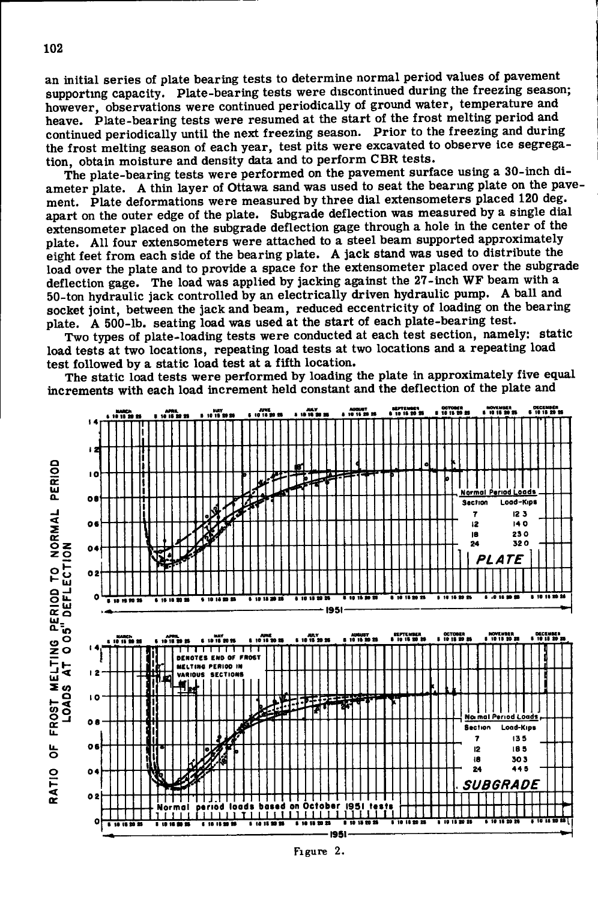an initial series of plate bearing tests to determine normal period values of pavement supporting capacity. Plate-bearing tests were discontinued during the freezing season; however, observations were continued periodically of ground water, temperature and heave. Plate-bearing tests were resumed at the start of the frost melting period and continued periodically until the next freezing season. Prior to the freezing and during the frost melting season of each year, test pits were excavated to observe ice segregation, obtain moisture and density data and to perform CBR tests.

The plate-bearing tests were performed on the pavement surface using a 30-inch diameter plate. A thin layer of Ottawa sand was used to seat the bearing plate on the pavement. Plate deformations were measured by three dial extensometers placed 120 deg. apart on the outer edge of the plate. Subgrade deflection was measured by a single dial extensometer placed on the subgrade deflection gage through a hole in the center of the plate. All four extensometers were attached to a steel beam supported approximately eight feet from each side of the bearing plate. A jack stand was used to distribute the load over the plate and to provide a space for the extensometer placed over the subgrade deflection gage. The load was applied by jacking against the 27-inch WF beam with a 50-ton hydraulic jack controlled by an electrically driven hydraulic pump. A ball and socket joint, between the jack and beam, reduced eccentricity of loading on the bearing plate. A 500-lb. seating load was used at the start of each plate-bearing test.

Two types of plate-loading tests were conducted at each test section, namely: static load tests at two locations, repeating load tests at two locations and a repeating load test followed by a static load test at a fifth location.

The static load tests were performed by loading the plate in approximately five equal increments with each load increment held constant and the deflection of the plate and

Figure 2.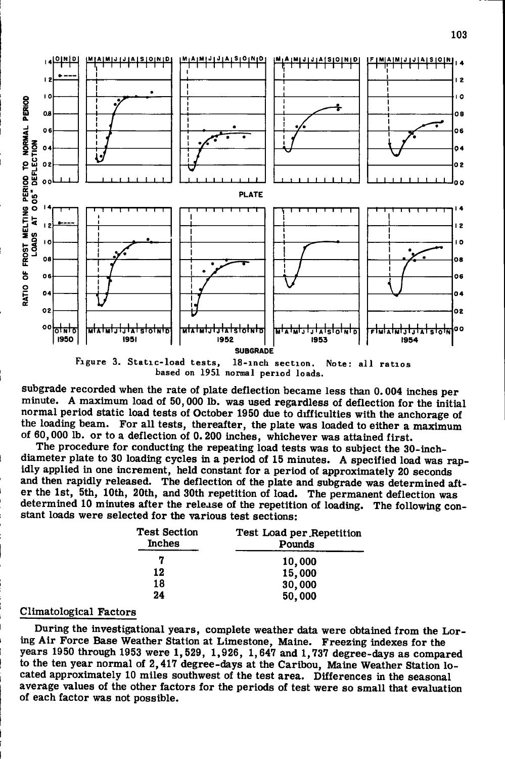Figure 3. Static-load tests, 18-inch section. Note: all ratios based on 1951 normal period loads.

subgrade recorded when the rate of plate deflection became less than 0.004 inches per minute. A maximum load of 50,000 lb. was used regardless of deflection for the initial normal period static load tests of October 1950 due to difficulties with the anchorage of the loading beam. For all tests, thereafter, the plate was loaded to either a maximum of 60,000 lb. or to a deflection of 0.200 inches, whichever was attained first.

The procedure for conducting the repeating load tests was to subject the 30-inch-diameter plate to 30 loading cycles in a period of 15 minutes. A specified load was rapidly applied in one increment, held constant for a period of approximately 20 seconds and then rapidly released. The deflection of the plate and subgrade was determined after the 1st, 5th, 10th, 20th, and 30th repetition of load. The permanent deflection was determined 10 minutes after the release of the repetition of loading. The following constant loads were selected for the various test sections:

| Test Section Inches | Test Load per Repetition Pounds |
|---|---|
| 7 | 10,000 |
| 12 | 15,000 |
| 18 | 30,000 |
| 24 | 50,000 |

## Climatological Factors

During the investigational years, complete weather data were obtained from the Loring Air Force Base Weather Station at Limestone, Maine. Freezing indexes for the years 1950 through 1953 were 1,529, 1,926, 1,647 and 1,737 degree-days as compared to the ten year normal of 2,417 degree-days at the Caribou, Maine Weather Station located approximately 10 miles southwest of the test area. Differences in the seasonal average values of the other factors for the periods of test were so small that evaluation of each factor was not possible.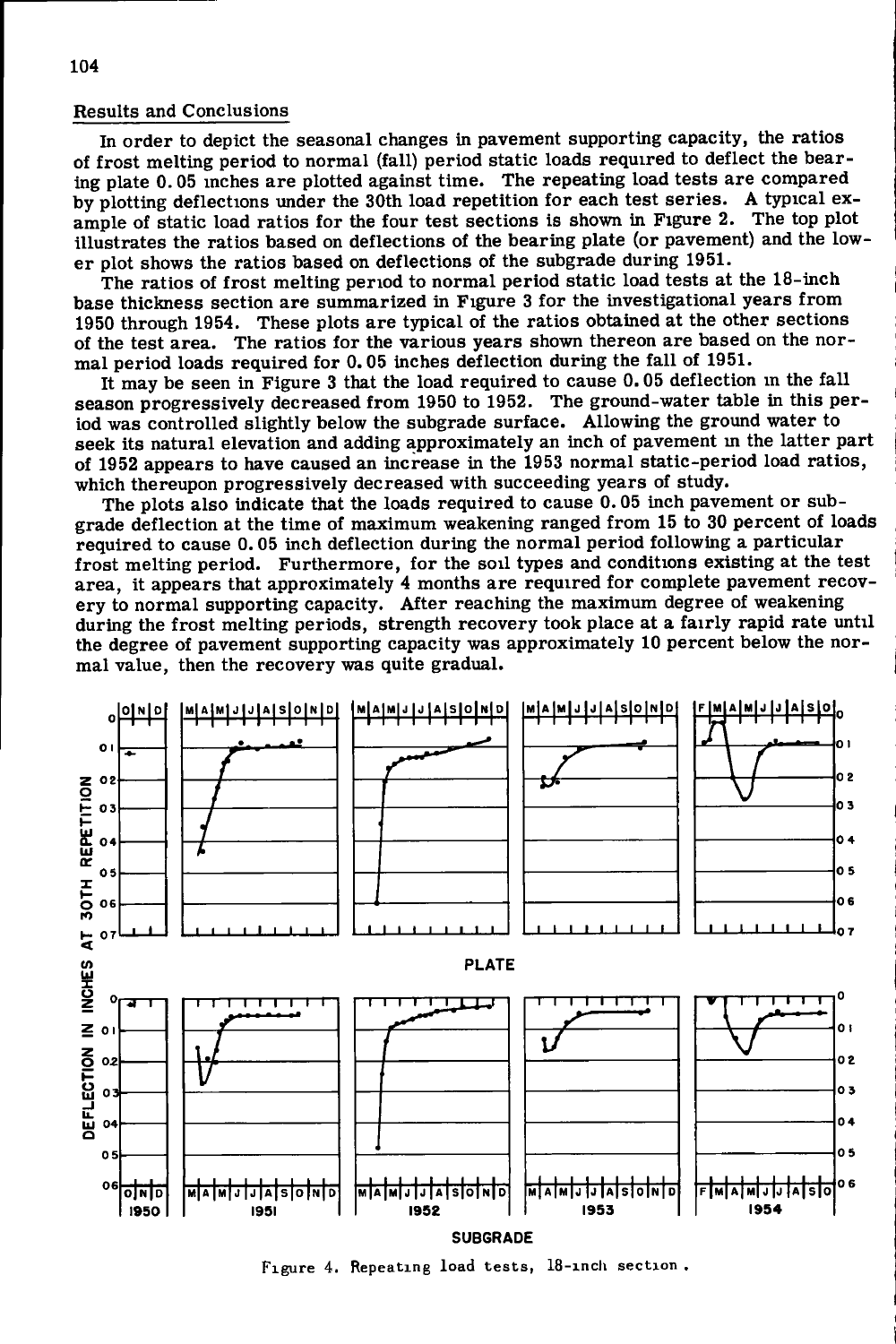## Results and Conclusions

In order to depict the seasonal changes in pavement supporting capacity, the ratios of frost melting period to normal (fall) period static loads required to deflect the bearing plate 0.05 inches are plotted against time. The repeating load tests are compared by plotting deflections under the 30th load repetition for each test series. A typical example of static load ratios for the four test sections is shown in Figure 2. The top plot illustrates the ratios based on deflections of the bearing plate (or pavement) and the lower plot shows the ratios based on deflections of the subgrade during 1951.

The ratios of frost melting period to normal period static load tests at the 18-inch base thickness section are summarized in Figure 3 for the investigational years from 1950 through 1954. These plots are typical of the ratios obtained at the other sections of the test area. The ratios for the various years shown thereon are based on the normal period loads required for 0.05 inches deflection during the fall of 1951.

It may be seen in Figure 3 that the load required to cause 0.05 deflection in the fall season progressively decreased from 1950 to 1952. The ground-water table in this period was controlled slightly below the subgrade surface. Allowing the ground water to seek its natural elevation and adding approximately an inch of pavement in the latter part of 1952 appears to have caused an increase in the 1953 normal static-period load ratios, which thereupon progressively decreased with succeeding years of study.

The plots also indicate that the loads required to cause 0.05 inch pavement or subgrade deflection at the time of maximum weakening ranged from 15 to 30 percent of loads required to cause 0.05 inch deflection during the normal period following a particular frost melting period. Furthermore, for the soil types and conditions existing at the test area, it appears that approximately 4 months are required for complete pavement recovery to normal supporting capacity. After reaching the maximum degree of weakening during the frost melting periods, strength recovery took place at a fairly rapid rate until the degree of pavement supporting capacity was approximately 10 percent below the normal value, then the recovery was quite gradual.

Figure 4. Repeating load tests, 18-inch section.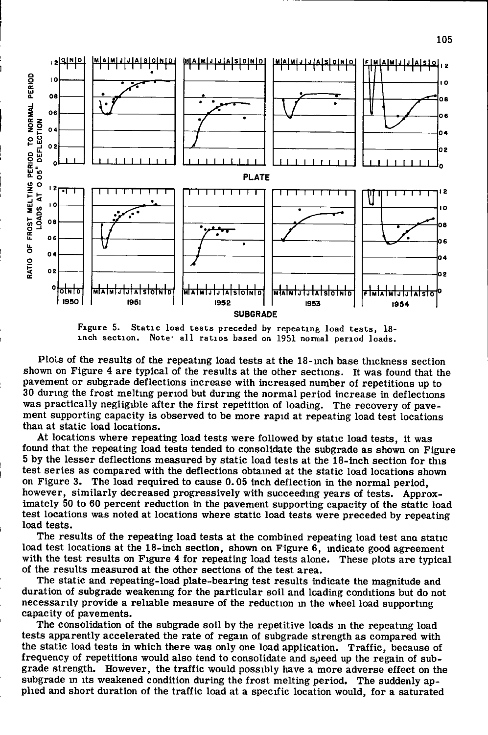Figure 5. Static load tests preceded by repeating load tests, 18-inch section. Note: all ratios based on 1951 normal period loads.

Plots of the results of the repeating load tests at the 18-inch base thickness section shown on Figure 4 are typical of the results at the other sections. It was found that the pavement or subgrade deflections increase with increased number of repetitions up to 30 during the frost melting period but during the normal period increase in deflections was practically negligible after the first repetition of loading. The recovery of pavement supporting capacity is observed to be more rapid at repeating load test locations than at static load locations.

At locations where repeating load tests were followed by static load tests, it was found that the repeating load tests tended to consolidate the subgrade as shown on Figure 5 by the lesser deflections measured by static load tests at the 18-inch section for this test series as compared with the deflections obtained at the static load locations shown on Figure 3. The load required to cause 0.05 inch deflection in the normal period, however, similarly decreased progressively with succeeding years of tests. Approximately 50 to 60 percent reduction in the pavement supporting capacity of the static load test locations was noted at locations where static load tests were preceded by repeating load tests.

The results of the repeating load tests at the combined repeating load test and static load test locations at the 18-inch section, shown on Figure 6, indicate good agreement with the test results on Figure 4 for repeating load tests alone. These plots are typical of the results measured at the other sections of the test area.

The static and repeating-load plate-bearing test results indicate the magnitude and duration of subgrade weakening for the particular soil and loading conditions but do not necessarily provide a reliable measure of the reduction in the wheel load supporting capacity of pavements.

The consolidation of the subgrade soil by the repetitive loads in the repeating load tests apparently accelerated the rate of regain of subgrade strength as compared with the static load tests in which there was only one load application. Traffic, because of frequency of repetitions would also tend to consolidate and speed up the regain of subgrade strength. However, the traffic would possibly have a more adverse effect on the subgrade in its weakened condition during the frost melting period. The suddenly applied and short duration of the traffic load at a specific location would, for a saturated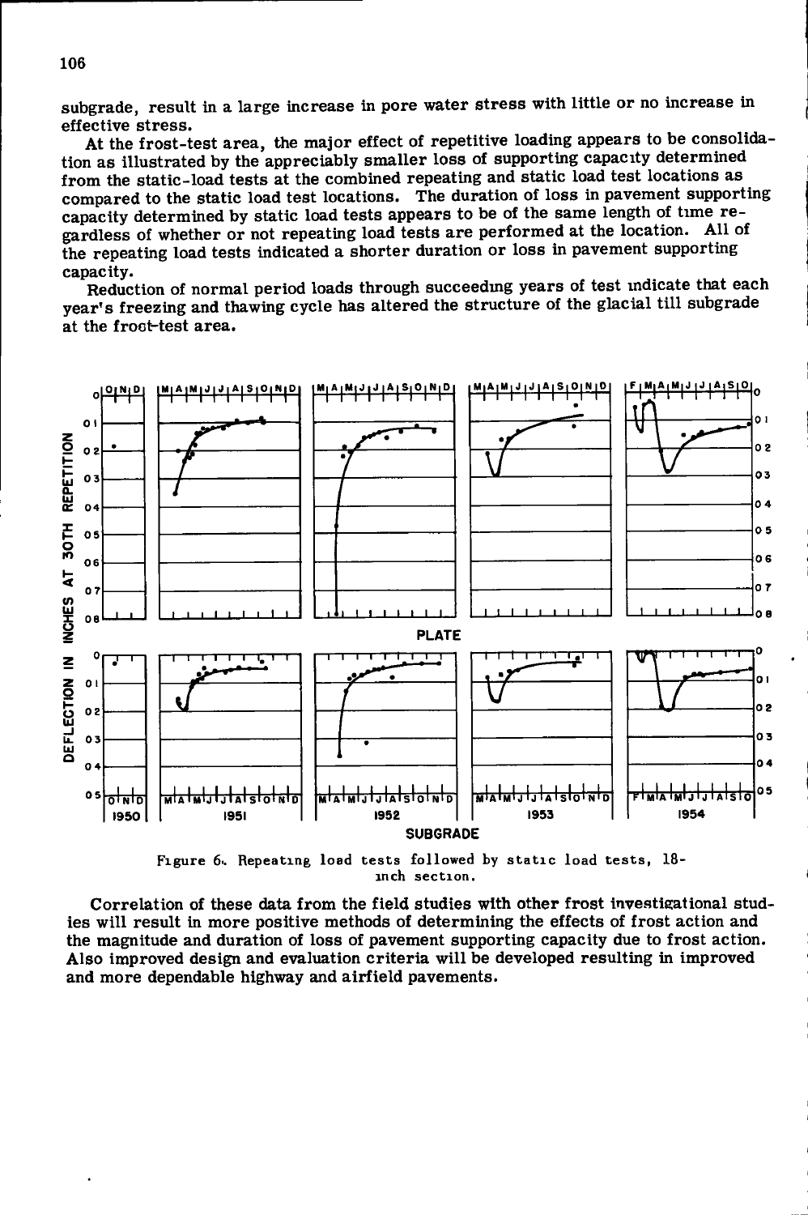subgrade, result in a large increase in pore water stress with little or no increase in effective stress.

At the frost-test area, the major effect of repetitive loading appears to be consolidation as illustrated by the appreciably smaller loss of supporting capacity determined from the static-load tests at the combined repeating and static load test locations as compared to the static load test locations. The duration of loss in pavement supporting capacity determined by static load tests appears to be of the same length of time regardless of whether or not repeating load tests are performed at the location. All of the repeating load tests indicated a shorter duration or loss in pavement supporting capacity.

Reduction of normal period loads through succeeding years of test indicate that each year's freezing and thawing cycle has altered the structure of the glacial till subgrade at the frost-test area.

DEFLECTION IN INCHES AT 30TH REPETITION

PLATE

SUBGRADE

1950 1951 1952 1953 1954

Figure 6. Repeating load tests followed by static load tests, 18-inch section.

Correlation of these data from the field studies with other frost investigational studies will result in more positive methods of determining the effects of frost action and the magnitude and duration of loss of pavement supporting capacity due to frost action. Also improved design and evaluation criteria will be developed resulting in improved and more dependable highway and airfield pavements.